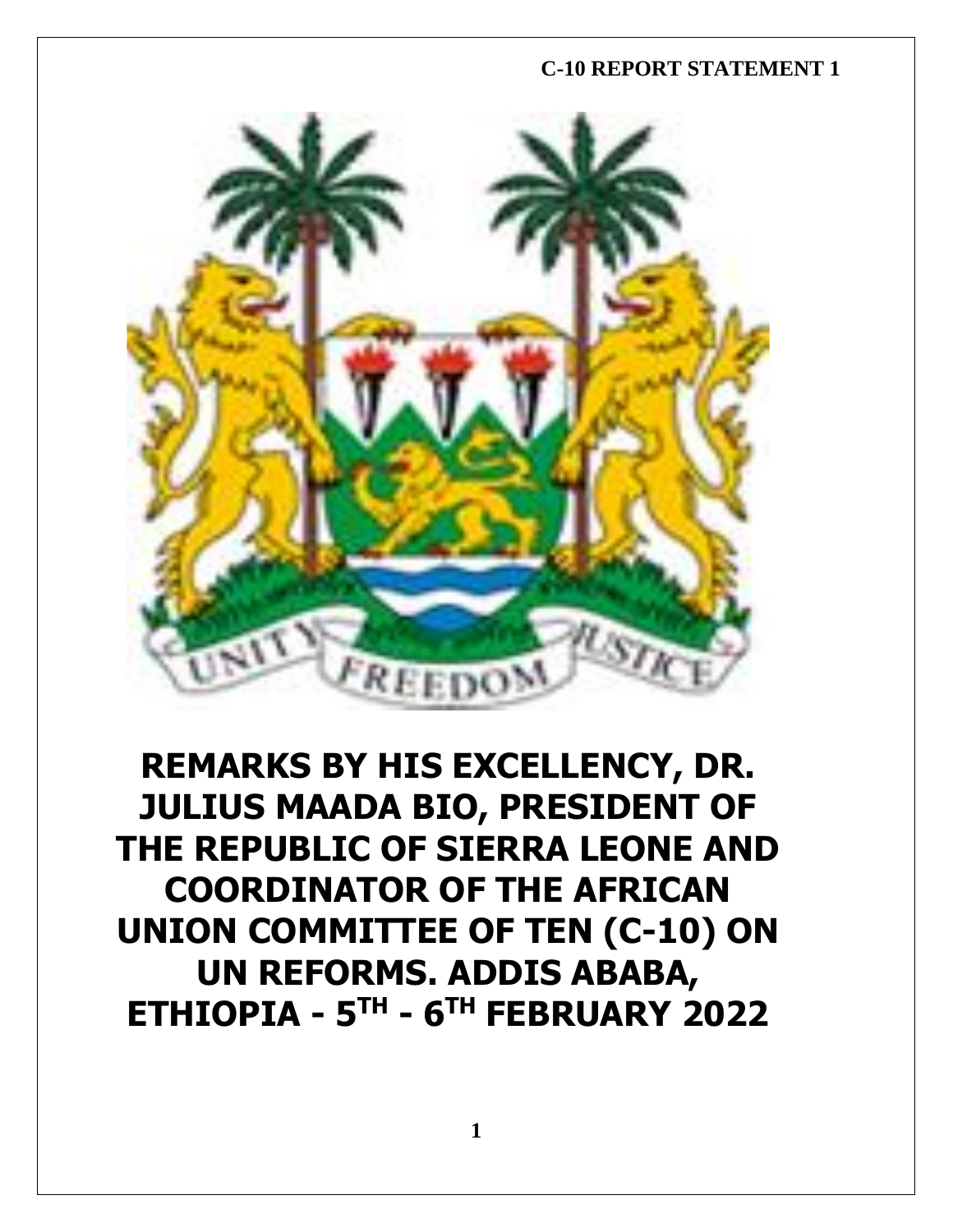**C-10 REPORT STATEMENT 1**

# REMARKS BY HIS EXCELLENCY, DR. JULIUS MAADA BIO, PRESIDENT OF THE REPUBLIC OF SIERRA LEONE AND COORDINATOR OF THE AFRICAN UNION COMMITTEE OF TEN (C-10) ON UN REFORMS. ADDIS ABABA, ETHIOPIA - 5TH - 6TH FEBRUARY 2022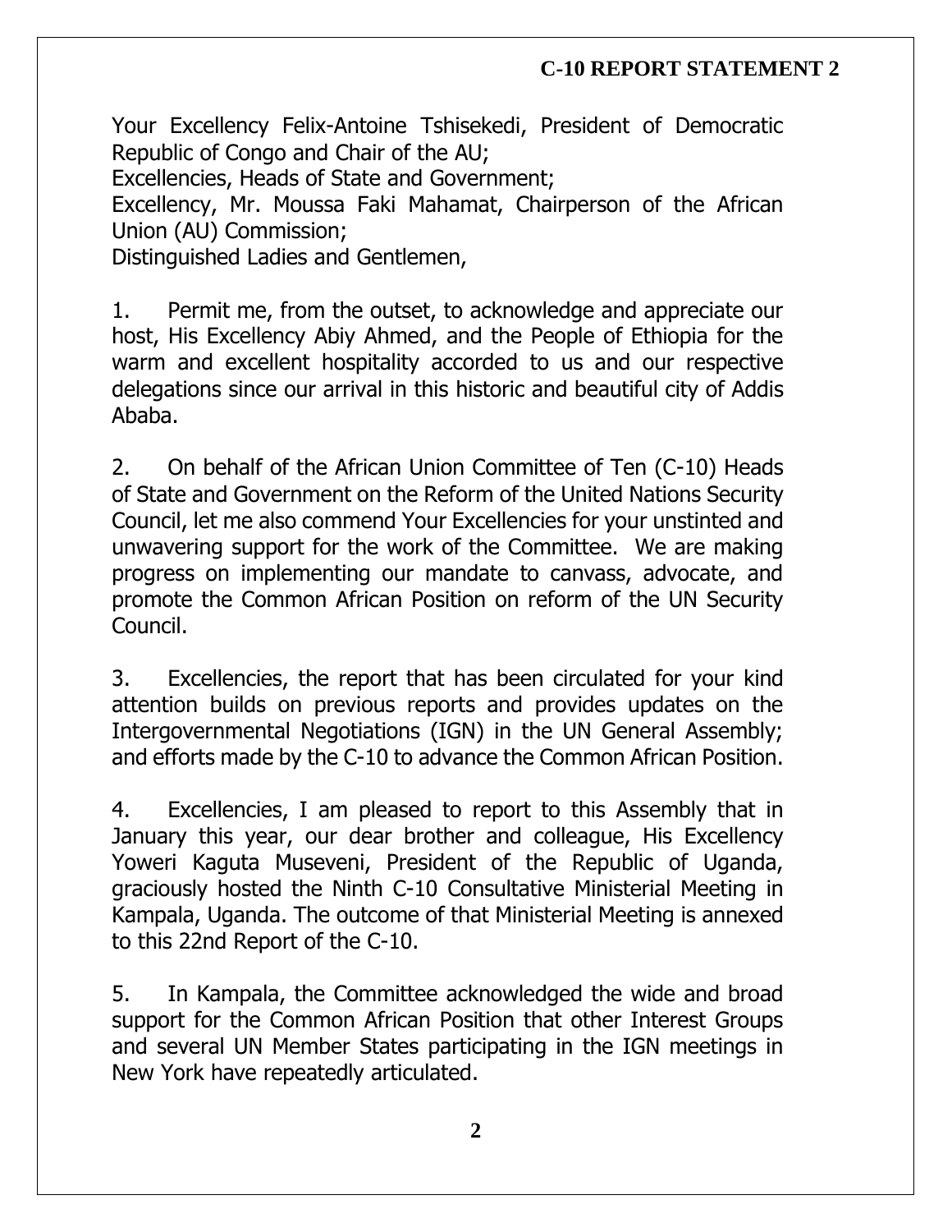**C-10 REPORT STATEMENT 2**

Your Excellency Felix-Antoine Tshisekedi, President of Democratic Republic of Congo and Chair of the AU;
Excellencies, Heads of State and Government;
Excellency, Mr. Moussa Faki Mahamat, Chairperson of the African Union (AU) Commission;
Distinguished Ladies and Gentlemen,

1. Permit me, from the outset, to acknowledge and appreciate our host, His Excellency Abiy Ahmed, and the People of Ethiopia for the warm and excellent hospitality accorded to us and our respective delegations since our arrival in this historic and beautiful city of Addis Ababa.

2. On behalf of the African Union Committee of Ten (C-10) Heads of State and Government on the Reform of the United Nations Security Council, let me also commend Your Excellencies for your unstinted and unwavering support for the work of the Committee. We are making progress on implementing our mandate to canvass, advocate, and promote the Common African Position on reform of the UN Security Council.

3. Excellencies, the report that has been circulated for your kind attention builds on previous reports and provides updates on the Intergovernmental Negotiations (IGN) in the UN General Assembly; and efforts made by the C-10 to advance the Common African Position.

4. Excellencies, I am pleased to report to this Assembly that in January this year, our dear brother and colleague, His Excellency Yoweri Kaguta Museveni, President of the Republic of Uganda, graciously hosted the Ninth C-10 Consultative Ministerial Meeting in Kampala, Uganda. The outcome of that Ministerial Meeting is annexed to this 22nd Report of the C-10.

5. In Kampala, the Committee acknowledged the wide and broad support for the Common African Position that other Interest Groups and several UN Member States participating in the IGN meetings in New York have repeatedly articulated.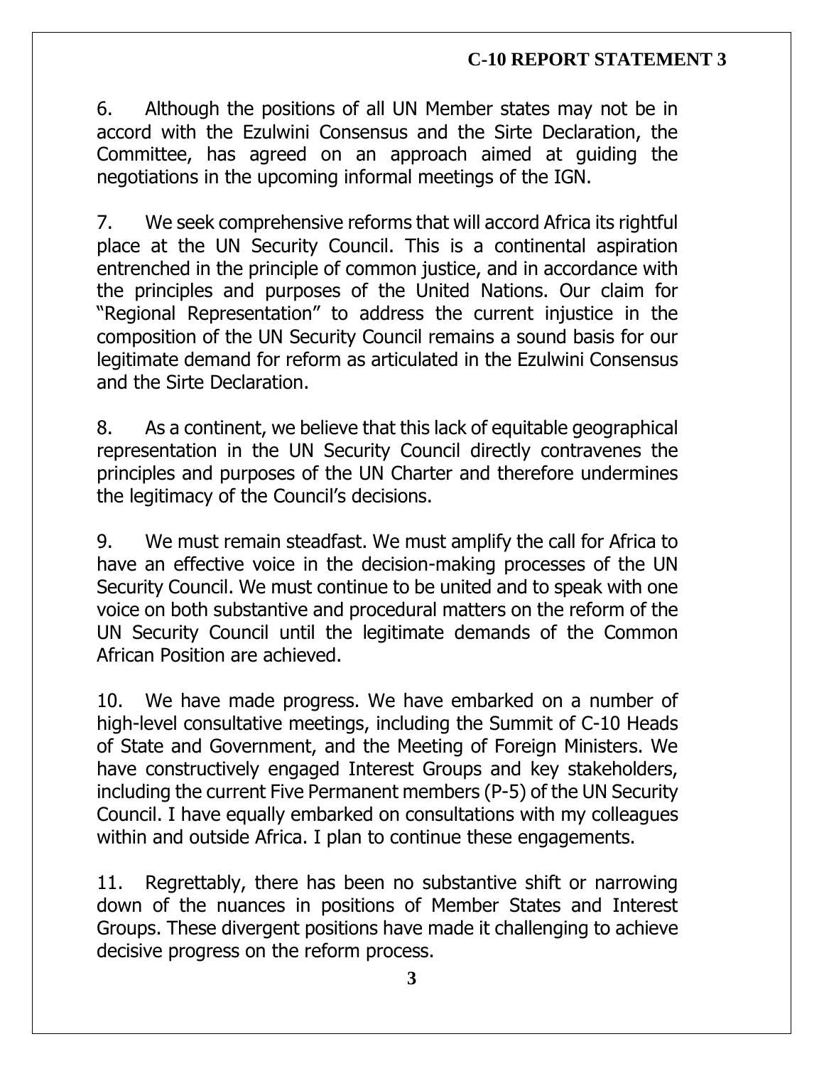6. Although the positions of all UN Member states may not be in accord with the Ezulwini Consensus and the Sirte Declaration, the Committee, has agreed on an approach aimed at guiding the negotiations in the upcoming informal meetings of the IGN.

7. We seek comprehensive reforms that will accord Africa its rightful place at the UN Security Council. This is a continental aspiration entrenched in the principle of common justice, and in accordance with the principles and purposes of the United Nations. Our claim for "Regional Representation" to address the current injustice in the composition of the UN Security Council remains a sound basis for our legitimate demand for reform as articulated in the Ezulwini Consensus and the Sirte Declaration.

8. As a continent, we believe that this lack of equitable geographical representation in the UN Security Council directly contravenes the principles and purposes of the UN Charter and therefore undermines the legitimacy of the Council's decisions.

9. We must remain steadfast. We must amplify the call for Africa to have an effective voice in the decision-making processes of the UN Security Council. We must continue to be united and to speak with one voice on both substantive and procedural matters on the reform of the UN Security Council until the legitimate demands of the Common African Position are achieved.

10. We have made progress. We have embarked on a number of high-level consultative meetings, including the Summit of C-10 Heads of State and Government, and the Meeting of Foreign Ministers. We have constructively engaged Interest Groups and key stakeholders, including the current Five Permanent members (P-5) of the UN Security Council. I have equally embarked on consultations with my colleagues within and outside Africa. I plan to continue these engagements.

11. Regrettably, there has been no substantive shift or narrowing down of the nuances in positions of Member States and Interest Groups. These divergent positions have made it challenging to achieve decisive progress on the reform process.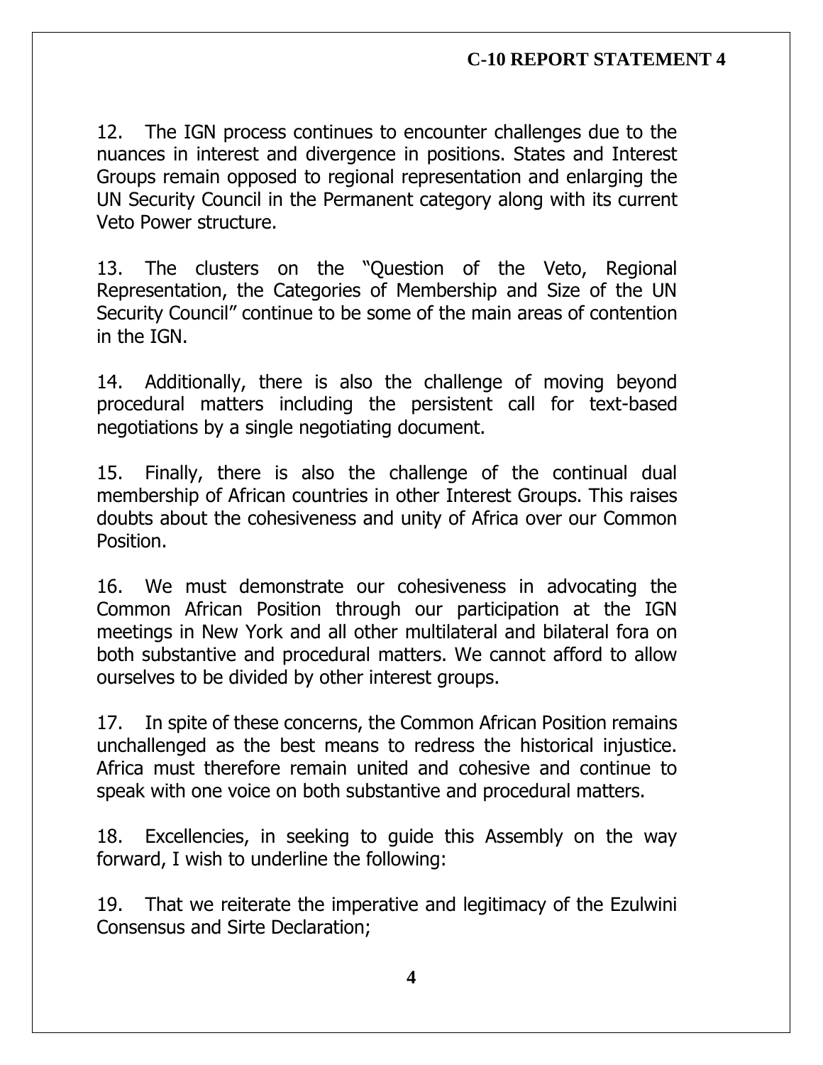12. The IGN process continues to encounter challenges due to the nuances in interest and divergence in positions. States and Interest Groups remain opposed to regional representation and enlarging the UN Security Council in the Permanent category along with its current Veto Power structure.

13. The clusters on the "Question of the Veto, Regional Representation, the Categories of Membership and Size of the UN Security Council" continue to be some of the main areas of contention in the IGN.

14. Additionally, there is also the challenge of moving beyond procedural matters including the persistent call for text-based negotiations by a single negotiating document.

15. Finally, there is also the challenge of the continual dual membership of African countries in other Interest Groups. This raises doubts about the cohesiveness and unity of Africa over our Common Position.

16. We must demonstrate our cohesiveness in advocating the Common African Position through our participation at the IGN meetings in New York and all other multilateral and bilateral fora on both substantive and procedural matters. We cannot afford to allow ourselves to be divided by other interest groups.

17. In spite of these concerns, the Common African Position remains unchallenged as the best means to redress the historical injustice. Africa must therefore remain united and cohesive and continue to speak with one voice on both substantive and procedural matters.

18. Excellencies, in seeking to guide this Assembly on the way forward, I wish to underline the following:

19. That we reiterate the imperative and legitimacy of the Ezulwini Consensus and Sirte Declaration;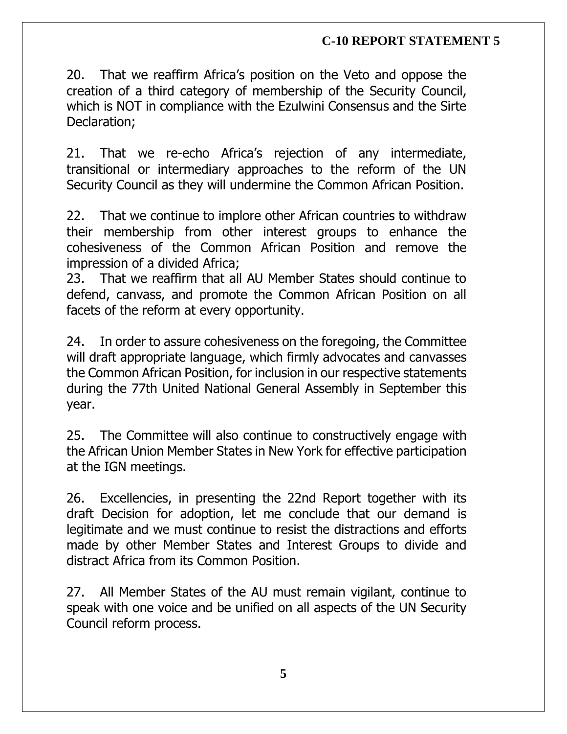20. That we reaffirm Africa's position on the Veto and oppose the creation of a third category of membership of the Security Council, which is NOT in compliance with the Ezulwini Consensus and the Sirte Declaration;

21. That we re-echo Africa's rejection of any intermediate, transitional or intermediary approaches to the reform of the UN Security Council as they will undermine the Common African Position.

22. That we continue to implore other African countries to withdraw their membership from other interest groups to enhance the cohesiveness of the Common African Position and remove the impression of a divided Africa;

23. That we reaffirm that all AU Member States should continue to defend, canvass, and promote the Common African Position on all facets of the reform at every opportunity.

24. In order to assure cohesiveness on the foregoing, the Committee will draft appropriate language, which firmly advocates and canvasses the Common African Position, for inclusion in our respective statements during the 77th United National General Assembly in September this year.

25. The Committee will also continue to constructively engage with the African Union Member States in New York for effective participation at the IGN meetings.

26. Excellencies, in presenting the 22nd Report together with its draft Decision for adoption, let me conclude that our demand is legitimate and we must continue to resist the distractions and efforts made by other Member States and Interest Groups to divide and distract Africa from its Common Position.

27. All Member States of the AU must remain vigilant, continue to speak with one voice and be unified on all aspects of the UN Security Council reform process.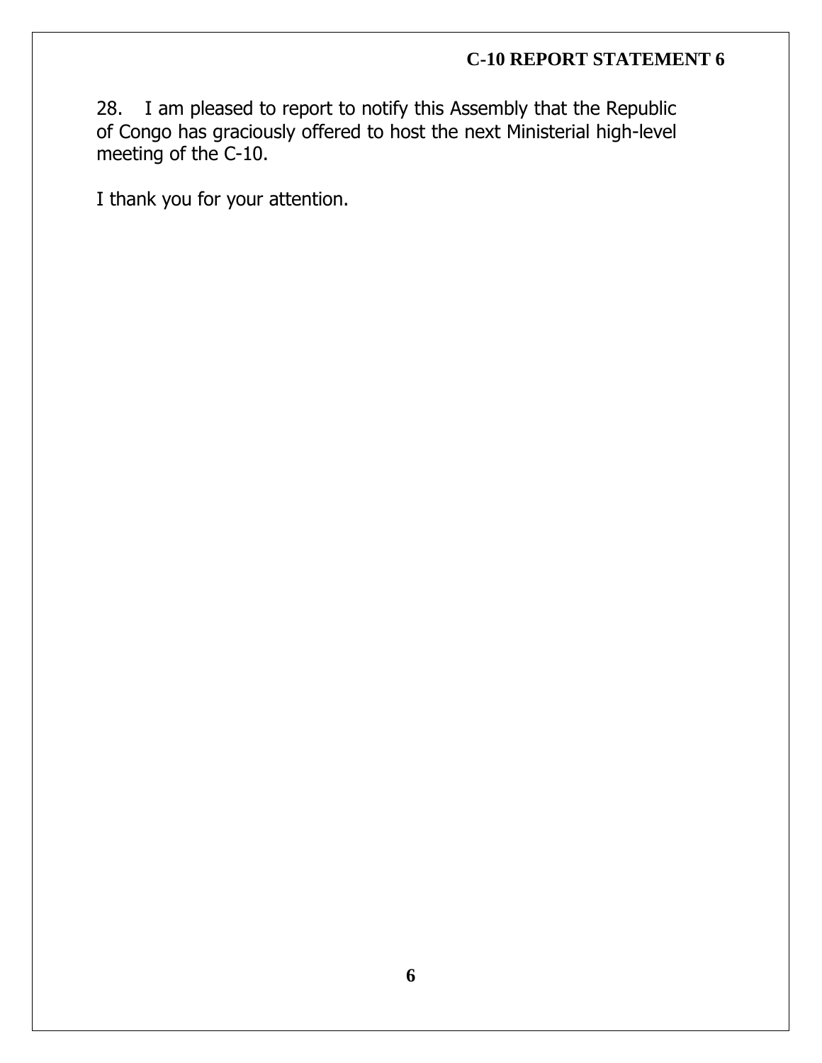28. I am pleased to report to notify this Assembly that the Republic of Congo has graciously offered to host the next Ministerial high-level meeting of the C-10.

I thank you for your attention.